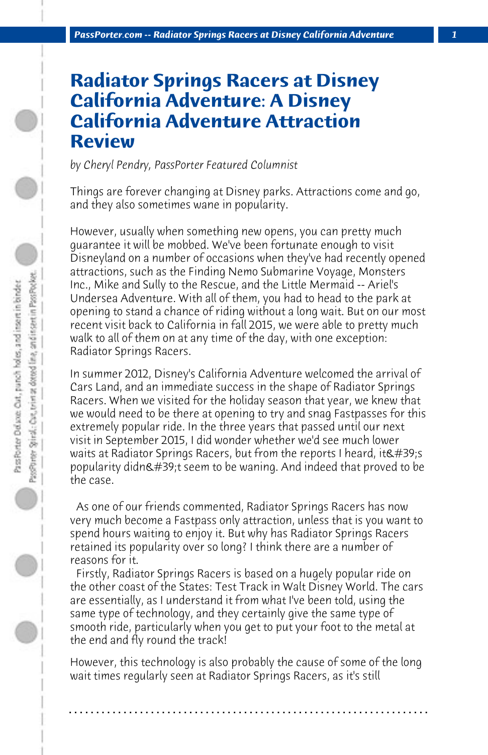# Radiator Springs Racers at Disney California Adventure: A Disney California Adventure Attraction Review

*by Cheryl Pendry, PassPorter Featured Columnist*

Things are forever changing at Disney parks. Attractions come and go, and they also sometimes wane in popularity.

However, usually when something new opens, you can pretty much guarantee it will be mobbed. We've been fortunate enough to visit Disneyland on a number of occasions when they've had recently opened attractions, such as the Finding Nemo Submarine Voyage, Monsters Inc., Mike and Sully to the Rescue, and the Little Mermaid -- Ariel's Undersea Adventure. With all of them, you had to head to the park at opening to stand a chance of riding without a long wait. But on our most recent visit back to California in fall 2015, we were able to pretty much walk to all of them on at any time of the day, with one exception: Radiator Springs Racers.

In summer 2012, Disney's California Adventure welcomed the arrival of Cars Land, and an immediate success in the shape of Radiator Springs Racers. When we visited for the holiday season that year, we knew that we would need to be there at opening to try and snag Fastpasses for this extremely popular ride. In the three years that passed until our next visit in September 2015, I did wonder whether we'd see much lower waits at Radiator Springs Racers, but from the reports I heard, it&#39;s popularity didn&#39;t seem to be waning. And indeed that proved to be the case.

As one of our friends commented, Radiator Springs Racers has now very much become a Fastpass only attraction, unless that is you want to spend hours waiting to enjoy it. But why has Radiator Springs Racers retained its popularity over so long? I think there are a number of reasons for it.

Firstly, Radiator Springs Racers is based on a hugely popular ride on the other coast of the States: Test Track in Walt Disney World. The cars are essentially, as I understand it from what I've been told, using the same type of technology, and they certainly give the same type of smooth ride, particularly when you get to put your foot to the metal at the end and fly round the track!

However, this technology is also probably the cause of some of the long wait times regularly seen at Radiator Springs Racers, as it's still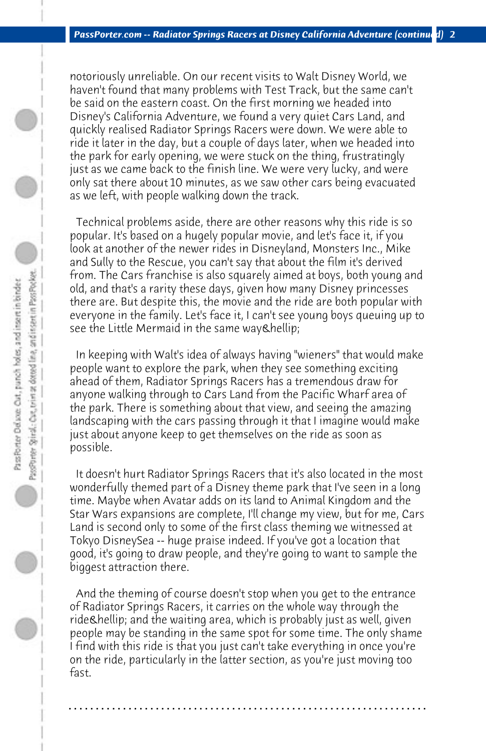notoriously unreliable. On our recent visits to Walt Disney World, we haven't found that many problems with Test Track, but the same can't be said on the eastern coast. On the first morning we headed into Disney's California Adventure, we found a very quiet Cars Land, and quickly realised Radiator Springs Racers were down. We were able to ride it later in the day, but a couple of days later, when we headed into the park for early opening, we were stuck on the thing, frustratingly just as we came back to the finish line. We were very lucky, and were only sat there about 10 minutes, as we saw other cars being evacuated as we left, with people walking down the track.

Technical problems aside, there are other reasons why this ride is so popular. It's based on a hugely popular movie, and let's face it, if you look at another of the newer rides in Disneyland, Monsters Inc., Mike and Sully to the Rescue, you can't say that about the film it's derived from. The Cars franchise is also squarely aimed at boys, both young and old, and that's a rarity these days, given how many Disney princesses there are. But despite this, the movie and the ride are both popular with everyone in the family. Let's face it, I can't see young boys queuing up to see the Little Mermaid in the same way&hellip;

In keeping with Walt's idea of always having "wieners" that would make people want to explore the park, when they see something exciting ahead of them, Radiator Springs Racers has a tremendous draw for anyone walking through to Cars Land from the Pacific Wharf area of the park. There is something about that view, and seeing the amazing landscaping with the cars passing through it that I imagine would make just about anyone keep to get themselves on the ride as soon as possible.

It doesn't hurt Radiator Springs Racers that it's also located in the most wonderfully themed part of a Disney theme park that I've seen in a long time. Maybe when Avatar adds on its land to Animal Kingdom and the Star Wars expansions are complete, I'll change my view, but for me, Cars Land is second only to some of the first class theming we witnessed at Tokyo DisneySea -- huge praise indeed. If you've got a location that good, it's going to draw people, and they're going to want to sample the biggest attraction there.

And the theming of course doesn't stop when you get to the entrance of Radiator Springs Racers, it carries on the whole way through the ride&hellip; and the waiting area, which is probably just as well, given people may be standing in the same spot for some time. The only shame I find with this ride is that you just can't take everything in once you're on the ride, particularly in the latter section, as you're just moving too fast.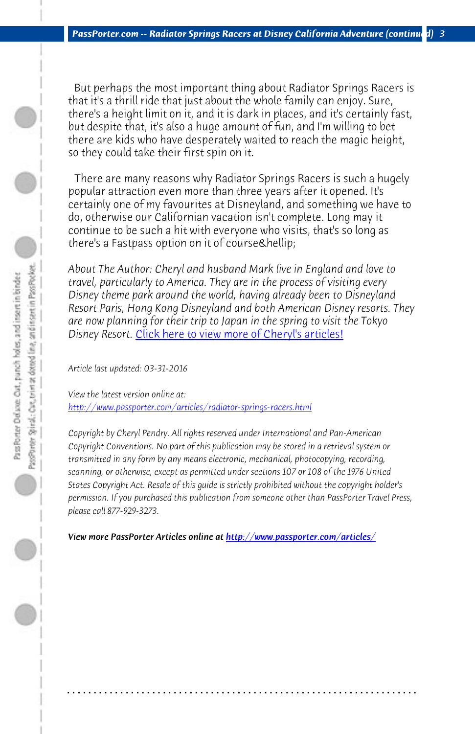But perhaps the most important thing about Radiator Springs Racers is that it's a thrill ride that just about the whole family can enjoy. Sure, there's a height limit on it, and it is dark in places, and it's certainly fast, but despite that, it's also a huge amount of fun, and I'm willing to bet there are kids who have desperately waited to reach the magic height, so they could take their first spin on it.

There are many reasons why Radiator Springs Racers is such a hugely popular attraction even more than three years after it opened. It's certainly one of my favourites at Disneyland, and something we have to do, otherwise our Californian vacation isn't complete. Long may it continue to be such a hit with everyone who visits, that's so long as there's a Fastpass option on it of course&hellip;

*About The Author: Cheryl and husband Mark live in England and love to travel, particularly to America. They are in the process of visiting every Disney theme park around the world, having already been to Disneyland Resort Paris, Hong Kong Disneyland and both American Disney resorts. They are now planning for their trip to Japan in the spring to visit the Tokyo Disney Resort.* Click here to view more of Cheryl's articles!

*Article last updated: 03-31-2016*

*View the latest version online at:*
*http://www.passporter.com/articles/radiator-springs-racers.html*

*Copyright by Cheryl Pendry. All rights reserved under International and Pan-American Copyright Conventions. No part of this publication may be stored in a retrieval system or transmitted in any form by any means electronic, mechanical, photocopying, recording, scanning, or otherwise, except as permitted under sections 107 or 108 of the 1976 United States Copyright Act. Resale of this guide is strictly prohibited without the copyright holder's permission. If you purchased this publication from someone other than PassPorter Travel Press, please call 877-929-3273.*

***View more PassPorter Articles online at http://www.passporter.com/articles/***